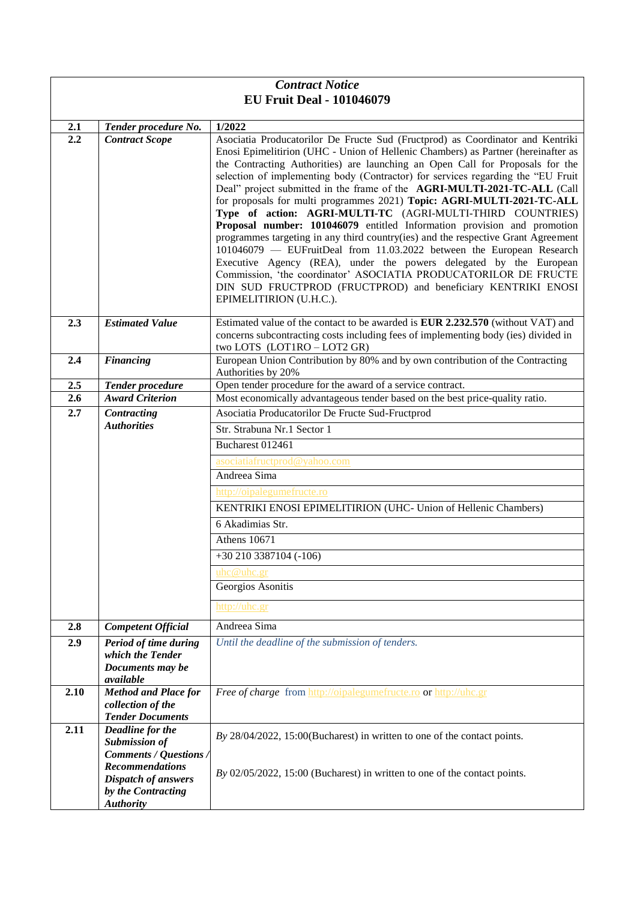# *Contract Notice*
# EU Fruit Deal - 101046079

| | | |
|---|---|---|
| **2.1** | ***Tender procedure No.*** | **1/2022** |
| **2.2** | ***Contract Scope*** | Asociatia Producatorilor De Fructe Sud (Fructprod) as Coordinator and Kentriki Enosi Epimelitirion (UHC - Union of Hellenic Chambers) as Partner (hereinafter as the Contracting Authorities) are launching an Open Call for Proposals for the selection of implementing body (Contractor) for services regarding the "EU Fruit Deal" project submitted in the frame of the **AGRI-MULTI-2021-TC-ALL** (Call for proposals for multi programmes 2021) **Topic: AGRI-MULTI-2021-TC-ALL Type of action: AGRI-MULTI-TC** (AGRI-MULTI-THIRD COUNTRIES) **Proposal number: 101046079** entitled Information provision and promotion programmes targeting in any third country(ies) and the respective Grant Agreement 101046079 — EUFruitDeal from 11.03.2022 between the European Research Executive Agency (REA), under the powers delegated by the European Commission, 'the coordinator' ASOCIATIA PRODUCATORILOR DE FRUCTE DIN SUD FRUCTPROD (FRUCTPROD) and beneficiary KENTRIKI ENOSI EPIMELITIRION (U.H.C.). |
| **2.3** | ***Estimated Value*** | Estimated value of the contact to be awarded is **EUR 2.232.570** (without VAT) and concerns subcontracting costs including fees of implementing body (ies) divided in two LOTS (LOT1RO – LOT2 GR) |
| **2.4** | ***Financing*** | European Union Contribution by 80% and by own contribution of the Contracting Authorities by 20% |
| **2.5** | ***Tender procedure*** | Open tender procedure for the award of a service contract. |
| **2.6** | ***Award Criterion*** | Most economically advantageous tender based on the best price-quality ratio. |
| **2.7** | ***Contracting Authorities*** | Asociatia Producatorilor De Fructe Sud-Fructprod |
| | | Str. Strabuna Nr.1 Sector 1 |
| | | Bucharest 012461 |
| | | asociatiafructprod@yahoo.com |
| | | Andreea Sima |
| | | http://oipalegumefructe.ro |
| | | KENTRIKI ENOSI EPIMELITIRION (UHC- Union of Hellenic Chambers) |
| | | 6 Akadimias Str. |
| | | Athens 10671 |
| | | +30 210 3387104 (-106) |
| | | uhc@uhc.gr |
| | | Georgios Asonitis |
| | | http://uhc.gr |
| **2.8** | ***Competent Official*** | Andreea Sima |
| **2.9** | ***Period of time during which the Tender Documents may be available*** | *Until the deadline of the submission of tenders.* |
| **2.10** | ***Method and Place for collection of the Tender Documents*** | *Free of charge* from http://oipalegumefructe.ro or http://uhc.gr |
| **2.11** | ***Deadline for the Submission of Comments / Questions / Recommendations Dispatch of answers by the Contracting Authority*** | *By* 28/04/2022, 15:00(Bucharest) in written to one of the contact points.<br><br>*By* 02/05/2022, 15:00 (Bucharest) in written to one of the contact points. |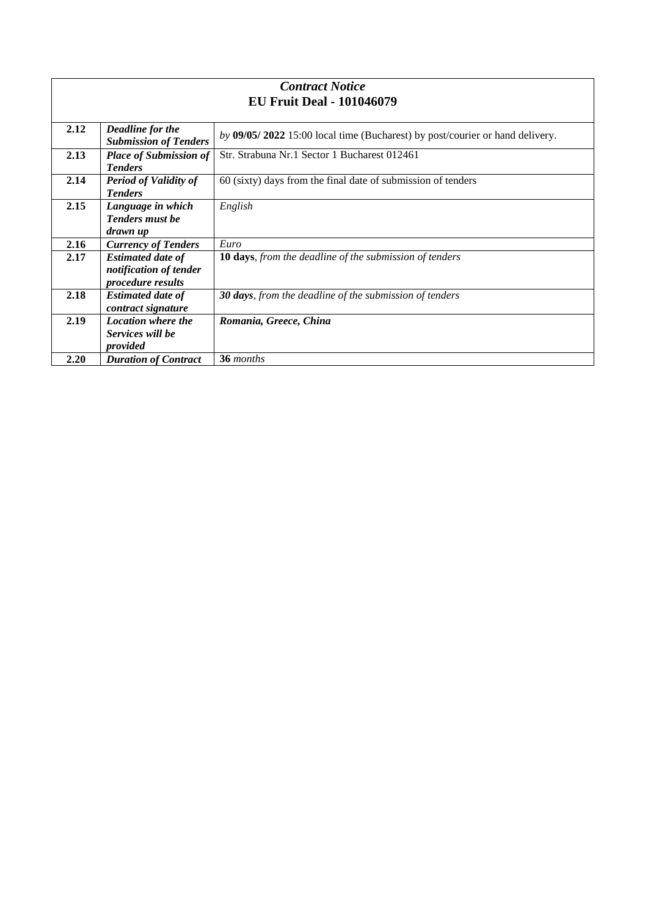| *Contract Notice*<br>**EU Fruit Deal - 101046079** | | |
|---|---|---|
| **2.12** | ***Deadline for the Submission of Tenders*** | *by* **09/05/ 2022** 15:00 local time (Bucharest) by post/courier or hand delivery. |
| **2.13** | ***Place of Submission of Tenders*** | Str. Strabuna Nr.1 Sector 1 Bucharest 012461 |
| **2.14** | ***Period of Validity of Tenders*** | 60 (sixty) days from the final date of submission of tenders |
| **2.15** | ***Language in which Tenders must be drawn up*** | *English* |
| **2.16** | ***Currency of Tenders*** | *Euro* |
| **2.17** | ***Estimated date of notification of tender procedure results*** | **10 days**, *from the deadline of the submission of tenders* |
| **2.18** | ***Estimated date of contract signature*** | ***30 days***, *from the deadline of the submission of tenders* |
| **2.19** | ***Location where the Services will be provided*** | ***Romania, Greece, China*** |
| **2.20** | ***Duration of Contract*** | **36** *months* |